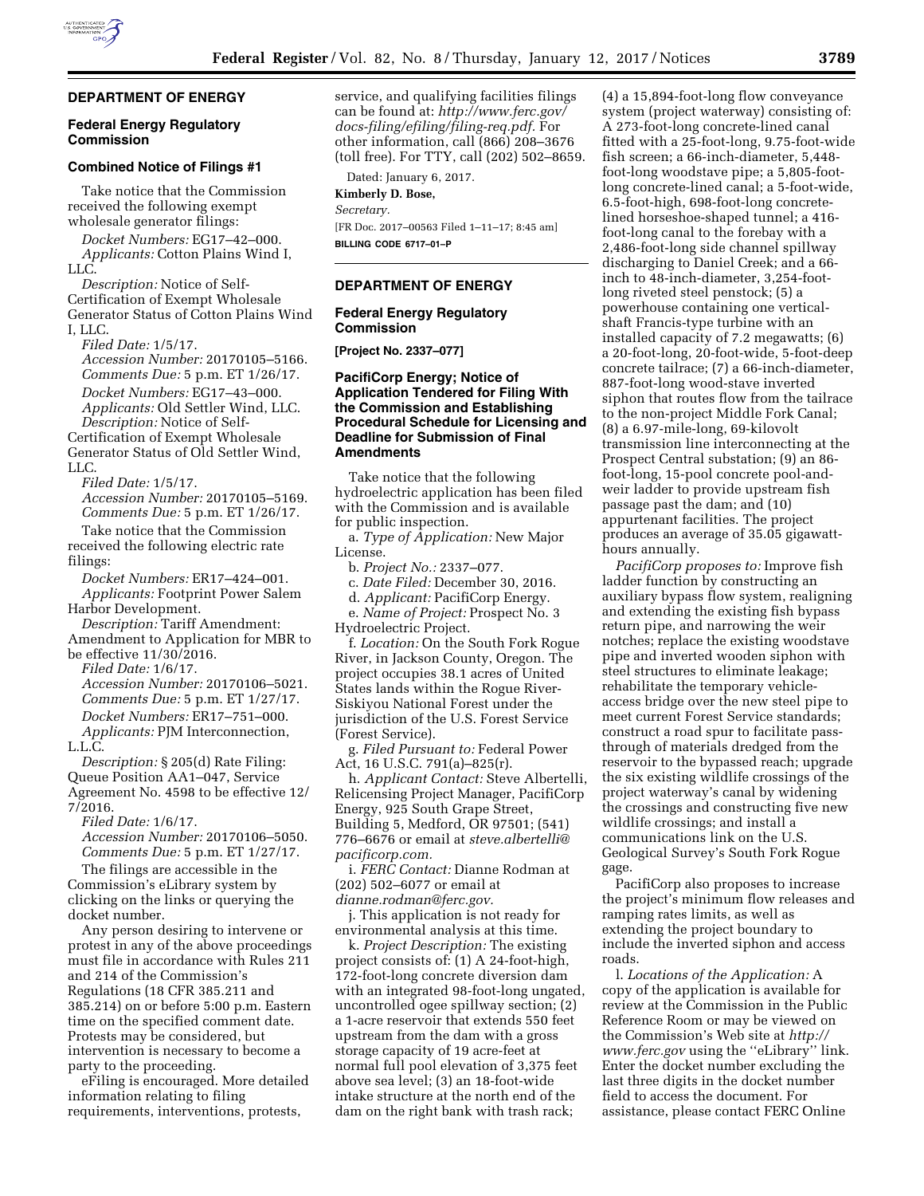## DEPARTMENT OF ENERGY

### Federal Energy Regulatory Commission

#### Combined Notice of Filings #1

Take notice that the Commission received the following exempt wholesale generator filings:

*Docket Numbers:* EG17–42–000.
*Applicants:* Cotton Plains Wind I, LLC.
*Description:* Notice of Self-Certification of Exempt Wholesale Generator Status of Cotton Plains Wind I, LLC.
*Filed Date:* 1/5/17.
*Accession Number:* 20170105–5166.
*Comments Due:* 5 p.m. ET 1/26/17.

*Docket Numbers:* EG17–43–000.
*Applicants:* Old Settler Wind, LLC.
*Description:* Notice of Self-Certification of Exempt Wholesale Generator Status of Old Settler Wind, LLC.
*Filed Date:* 1/5/17.
*Accession Number:* 20170105–5169.
*Comments Due:* 5 p.m. ET 1/26/17.

Take notice that the Commission received the following electric rate filings:

*Docket Numbers:* ER17–424–001.
*Applicants:* Footprint Power Salem Harbor Development.
*Description:* Tariff Amendment: Amendment to Application for MBR to be effective 11/30/2016.
*Filed Date:* 1/6/17.
*Accession Number:* 20170106–5021.
*Comments Due:* 5 p.m. ET 1/27/17.

*Docket Numbers:* ER17–751–000.
*Applicants:* PJM Interconnection, L.L.C.
*Description:* § 205(d) Rate Filing: Queue Position AA1–047, Service Agreement No. 4598 to be effective 12/7/2016.
*Filed Date:* 1/6/17.
*Accession Number:* 20170106–5050.
*Comments Due:* 5 p.m. ET 1/27/17.

The filings are accessible in the Commission's eLibrary system by clicking on the links or querying the docket number.

Any person desiring to intervene or protest in any of the above proceedings must file in accordance with Rules 211 and 214 of the Commission's Regulations (18 CFR 385.211 and 385.214) on or before 5:00 p.m. Eastern time on the specified comment date. Protests may be considered, but intervention is necessary to become a party to the proceeding.

eFiling is encouraged. More detailed information relating to filing requirements, interventions, protests, service, and qualifying facilities filings can be found at: *http://www.ferc.gov/docs-filing/efiling/filing-req.pdf*. For other information, call (866) 208–3676 (toll free). For TTY, call (202) 502–8659.

Dated: January 6, 2017.

**Kimberly D. Bose,**
*Secretary.*

[FR Doc. 2017–00563 Filed 1–11–17; 8:45 am]

**BILLING CODE 6717–01–P**

## DEPARTMENT OF ENERGY

### Federal Energy Regulatory Commission

**[Project No. 2337–077]**

#### PacifiCorp Energy; Notice of Application Tendered for Filing With the Commission and Establishing Procedural Schedule for Licensing and Deadline for Submission of Final Amendments

Take notice that the following hydroelectric application has been filed with the Commission and is available for public inspection.

a. *Type of Application:* New Major License.

b. *Project No.:* 2337–077.

c. *Date Filed:* December 30, 2016.

d. *Applicant:* PacifiCorp Energy.

e. *Name of Project:* Prospect No. 3 Hydroelectric Project.

f. *Location:* On the South Fork Rogue River, in Jackson County, Oregon. The project occupies 38.1 acres of United States lands within the Rogue River-Siskiyou National Forest under the jurisdiction of the U.S. Forest Service (Forest Service).

g. *Filed Pursuant to:* Federal Power Act, 16 U.S.C. 791(a)–825(r).

h. *Applicant Contact:* Steve Albertelli, Relicensing Project Manager, PacifiCorp Energy, 925 South Grape Street, Building 5, Medford, OR 97501; (541) 776–6676 or email at *steve.albertelli@pacificorp.com.*

i. *FERC Contact:* Dianne Rodman at (202) 502–6077 or email at *dianne.rodman@ferc.gov.*

j. This application is not ready for environmental analysis at this time.

k. *Project Description:* The existing project consists of: (1) A 24-foot-high, 172-foot-long concrete diversion dam with an integrated 98-foot-long ungated, uncontrolled ogee spillway section; (2) a 1-acre reservoir that extends 550 feet upstream from the dam with a gross storage capacity of 19 acre-feet at normal full pool elevation of 3,375 feet above sea level; (3) an 18-foot-wide intake structure at the north end of the dam on the right bank with trash rack; (4) a 15,894-foot-long flow conveyance system (project waterway) consisting of: A 273-foot-long concrete-lined canal fitted with a 25-foot-long, 9.75-foot-wide fish screen; a 66-inch-diameter, 5,448-foot-long woodstave pipe; a 5,805-foot-long concrete-lined canal; a 5-foot-wide, 6.5-foot-high, 698-foot-long concrete-lined horseshoe-shaped tunnel; a 416-foot-long canal to the forebay with a 2,486-foot-long side channel spillway discharging to Daniel Creek; and a 66-inch to 48-inch-diameter, 3,254-foot-long riveted steel penstock; (5) a powerhouse containing one vertical-shaft Francis-type turbine with an installed capacity of 7.2 megawatts; (6) a 20-foot-long, 20-foot-wide, 5-foot-deep concrete tailrace; (7) a 66-inch-diameter, 887-foot-long wood-stave inverted siphon that routes flow from the tailrace to the non-project Middle Fork Canal; (8) a 6.97-mile-long, 69-kilovolt transmission line interconnecting at the Prospect Central substation; (9) an 86-foot-long, 15-pool concrete pool-and-weir ladder to provide upstream fish passage past the dam; and (10) appurtenant facilities. The project produces an average of 35.05 gigawatt-hours annually.

*PacifiCorp proposes to:* Improve fish ladder function by constructing an auxiliary bypass flow system, realigning and extending the existing fish bypass return pipe, and narrowing the weir notches; replace the existing woodstave pipe and inverted wooden siphon with steel structures to eliminate leakage; rehabilitate the temporary vehicle-access bridge over the new steel pipe to meet current Forest Service standards; construct a road spur to facilitate pass-through of materials dredged from the reservoir to the bypassed reach; upgrade the six existing wildlife crossings of the project waterway's canal by widening the crossings and constructing five new wildlife crossings; and install a communications link on the U.S. Geological Survey's South Fork Rogue gage.

PacifiCorp also proposes to increase the project's minimum flow releases and ramping rates limits, as well as extending the project boundary to include the inverted siphon and access roads.

l. *Locations of the Application:* A copy of the application is available for review at the Commission in the Public Reference Room or may be viewed on the Commission's Web site at *http://www.ferc.gov* using the "eLibrary" link. Enter the docket number excluding the last three digits in the docket number field to access the document. For assistance, please contact FERC Online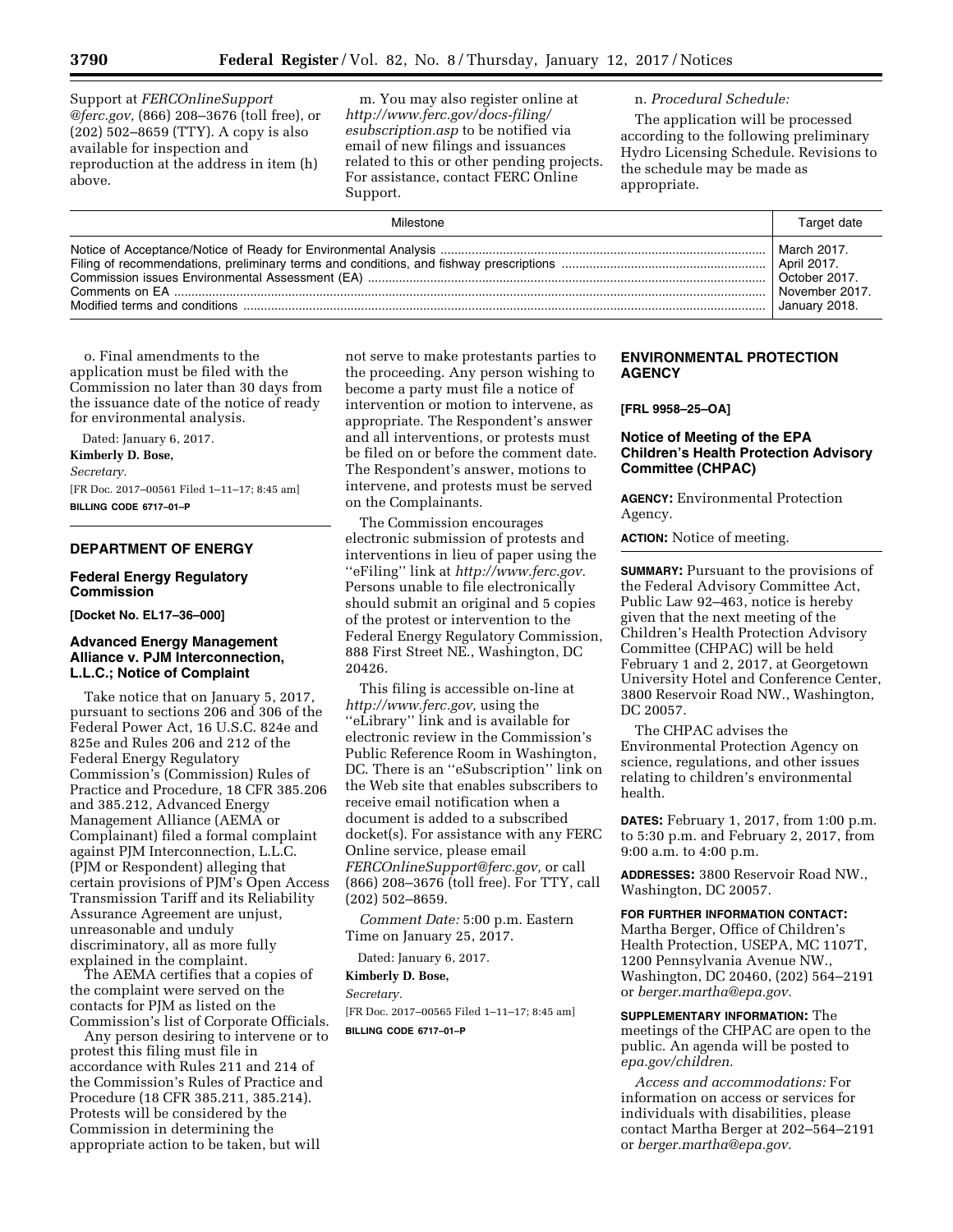Support at *FERCOnlineSupport@ferc.gov,* (866) 208–3676 (toll free), or (202) 502–8659 (TTY). A copy is also available for inspection and reproduction at the address in item (h) above.

m. You may also register online at *http://www.ferc.gov/docs-filing/esubscription.asp* to be notified via email of new filings and issuances related to this or other pending projects. For assistance, contact FERC Online Support.

n. *Procedural Schedule:*

The application will be processed according to the following preliminary Hydro Licensing Schedule. Revisions to the schedule may be made as appropriate.

| Milestone | Target date |
|---|---|
| Notice of Acceptance/Notice of Ready for Environmental Analysis | March 2017. |
| Filing of recommendations, preliminary terms and conditions, and fishway prescriptions | April 2017. |
| Commission issues Environmental Assessment (EA) | October 2017. |
| Comments on EA | November 2017. |
| Modified terms and conditions | January 2018. |

o. Final amendments to the application must be filed with the Commission no later than 30 days from the issuance date of the notice of ready for environmental analysis.

Dated: January 6, 2017.

**Kimberly D. Bose,**

*Secretary.*

[FR Doc. 2017–00561 Filed 1–11–17; 8:45 am]

**BILLING CODE 6717–01–P**

## DEPARTMENT OF ENERGY

### Federal Energy Regulatory Commission

**[Docket No. EL17–36–000]**

### Advanced Energy Management Alliance v. PJM Interconnection, L.L.C.; Notice of Complaint

Take notice that on January 5, 2017, pursuant to sections 206 and 306 of the Federal Power Act, 16 U.S.C. 824e and 825e and Rules 206 and 212 of the Federal Energy Regulatory Commission's (Commission) Rules of Practice and Procedure, 18 CFR 385.206 and 385.212, Advanced Energy Management Alliance (AEMA or Complainant) filed a formal complaint against PJM Interconnection, L.L.C. (PJM or Respondent) alleging that certain provisions of PJM's Open Access Transmission Tariff and its Reliability Assurance Agreement are unjust, unreasonable and unduly discriminatory, all as more fully explained in the complaint.

The AEMA certifies that a copies of the complaint were served on the contacts for PJM as listed on the Commission's list of Corporate Officials.

Any person desiring to intervene or to protest this filing must file in accordance with Rules 211 and 214 of the Commission's Rules of Practice and Procedure (18 CFR 385.211, 385.214). Protests will be considered by the Commission in determining the appropriate action to be taken, but will not serve to make protestants parties to the proceeding. Any person wishing to become a party must file a notice of intervention or motion to intervene, as appropriate. The Respondent's answer and all interventions, or protests must be filed on or before the comment date. The Respondent's answer, motions to intervene, and protests must be served on the Complainants.

The Commission encourages electronic submission of protests and interventions in lieu of paper using the ''eFiling'' link at *http://www.ferc.gov.* Persons unable to file electronically should submit an original and 5 copies of the protest or intervention to the Federal Energy Regulatory Commission, 888 First Street NE., Washington, DC 20426.

This filing is accessible on-line at *http://www.ferc.gov,* using the ''eLibrary'' link and is available for electronic review in the Commission's Public Reference Room in Washington, DC. There is an ''eSubscription'' link on the Web site that enables subscribers to receive email notification when a document is added to a subscribed docket(s). For assistance with any FERC Online service, please email *FERCOnlineSupport@ferc.gov,* or call (866) 208–3676 (toll free). For TTY, call (202) 502–8659.

*Comment Date:* 5:00 p.m. Eastern Time on January 25, 2017.

Dated: January 6, 2017.

**Kimberly D. Bose,**

*Secretary.*

[FR Doc. 2017–00565 Filed 1–11–17; 8:45 am]

**BILLING CODE 6717–01–P**

## ENVIRONMENTAL PROTECTION AGENCY

**[FRL 9958–25–OA]**

### Notice of Meeting of the EPA Children's Health Protection Advisory Committee (CHPAC)

**AGENCY:** Environmental Protection Agency.

**ACTION:** Notice of meeting.

**SUMMARY:** Pursuant to the provisions of the Federal Advisory Committee Act, Public Law 92–463, notice is hereby given that the next meeting of the Children's Health Protection Advisory Committee (CHPAC) will be held February 1 and 2, 2017, at Georgetown University Hotel and Conference Center, 3800 Reservoir Road NW., Washington, DC 20057.

The CHPAC advises the Environmental Protection Agency on science, regulations, and other issues relating to children's environmental health.

**DATES:** February 1, 2017, from 1:00 p.m. to 5:30 p.m. and February 2, 2017, from 9:00 a.m. to 4:00 p.m.

**ADDRESSES:** 3800 Reservoir Road NW., Washington, DC 20057.

**FOR FURTHER INFORMATION CONTACT:** Martha Berger, Office of Children's Health Protection, USEPA, MC 1107T, 1200 Pennsylvania Avenue NW., Washington, DC 20460, (202) 564–2191 or *berger.martha@epa.gov.*

**SUPPLEMENTARY INFORMATION:** The meetings of the CHPAC are open to the public. An agenda will be posted to *epa.gov/children.*

*Access and accommodations:* For information on access or services for individuals with disabilities, please contact Martha Berger at 202–564–2191 or *berger.martha@epa.gov.*